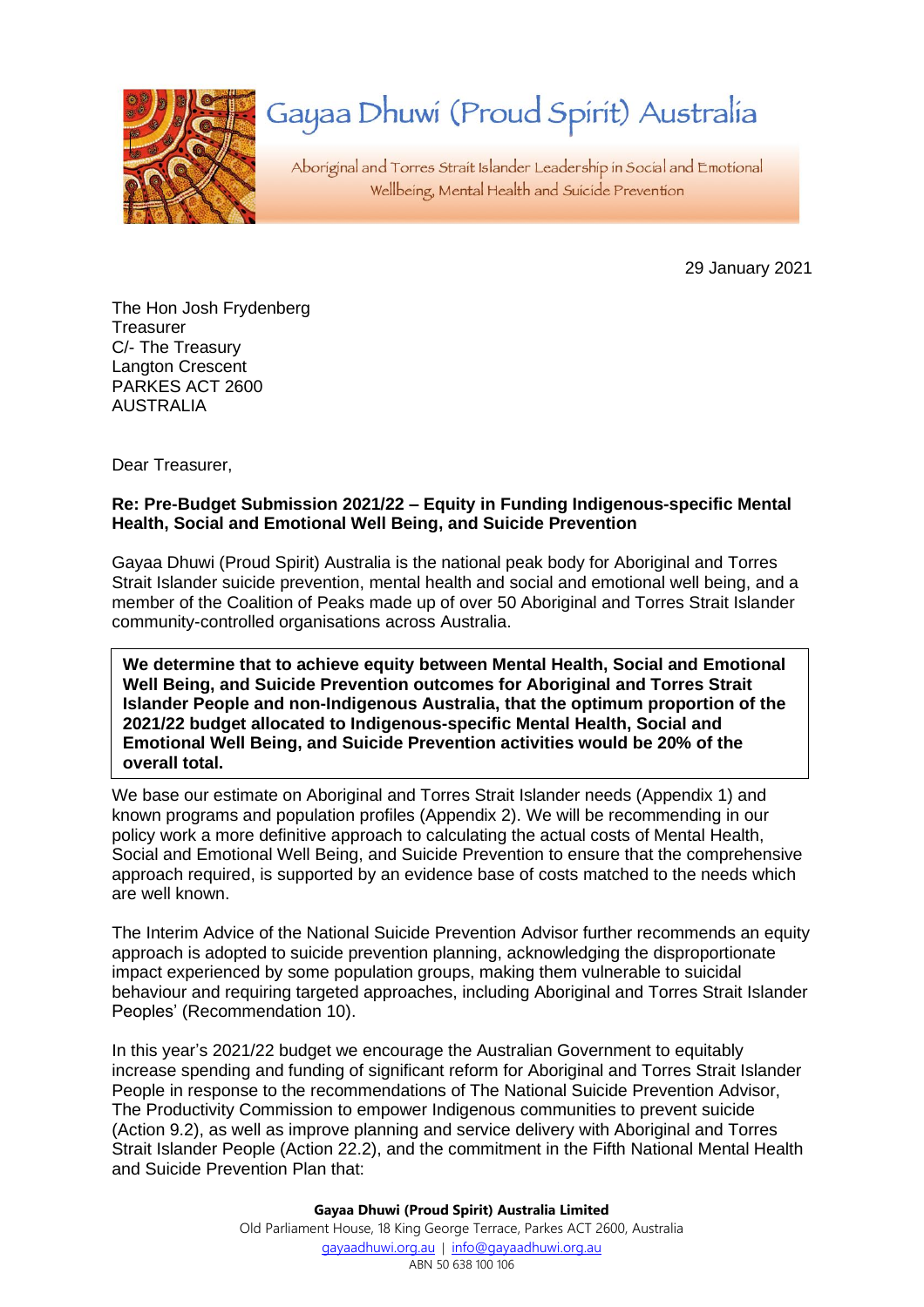# Gayaa Dhuwi (Proud Spirit) Australia

Aboriginal and Torres Strait Islander Leadership in Social and Emotional Wellbeing, Mental Health and Suicide Prevention

29 January 2021

The Hon Josh Frydenberg
Treasurer
C/- The Treasury
Langton Crescent
PARKES ACT 2600
AUSTRALIA

Dear Treasurer,

**Re: Pre-Budget Submission 2021/22 – Equity in Funding Indigenous-specific Mental Health, Social and Emotional Well Being, and Suicide Prevention**

Gayaa Dhuwi (Proud Spirit) Australia is the national peak body for Aboriginal and Torres Strait Islander suicide prevention, mental health and social and emotional well being, and a member of the Coalition of Peaks made up of over 50 Aboriginal and Torres Strait Islander community-controlled organisations across Australia.

> **We determine that to achieve equity between Mental Health, Social and Emotional Well Being, and Suicide Prevention outcomes for Aboriginal and Torres Strait Islander People and non-Indigenous Australia, that the optimum proportion of the 2021/22 budget allocated to Indigenous-specific Mental Health, Social and Emotional Well Being, and Suicide Prevention activities would be 20% of the overall total.**

We base our estimate on Aboriginal and Torres Strait Islander needs (Appendix 1) and known programs and population profiles (Appendix 2). We will be recommending in our policy work a more definitive approach to calculating the actual costs of Mental Health, Social and Emotional Well Being, and Suicide Prevention to ensure that the comprehensive approach required, is supported by an evidence base of costs matched to the needs which are well known.

The Interim Advice of the National Suicide Prevention Advisor further recommends an equity approach is adopted to suicide prevention planning, acknowledging the disproportionate impact experienced by some population groups, making them vulnerable to suicidal behaviour and requiring targeted approaches, including Aboriginal and Torres Strait Islander Peoples' (Recommendation 10).

In this year's 2021/22 budget we encourage the Australian Government to equitably increase spending and funding of significant reform for Aboriginal and Torres Strait Islander People in response to the recommendations of The National Suicide Prevention Advisor, The Productivity Commission to empower Indigenous communities to prevent suicide (Action 9.2), as well as improve planning and service delivery with Aboriginal and Torres Strait Islander People (Action 22.2), and the commitment in the Fifth National Mental Health and Suicide Prevention Plan that:

**Gayaa Dhuwi (Proud Spirit) Australia Limited**
Old Parliament House, 18 King George Terrace, Parkes ACT 2600, Australia
gayaadhuwi.org.au | info@gayaadhuwi.org.au
ABN 50 638 100 106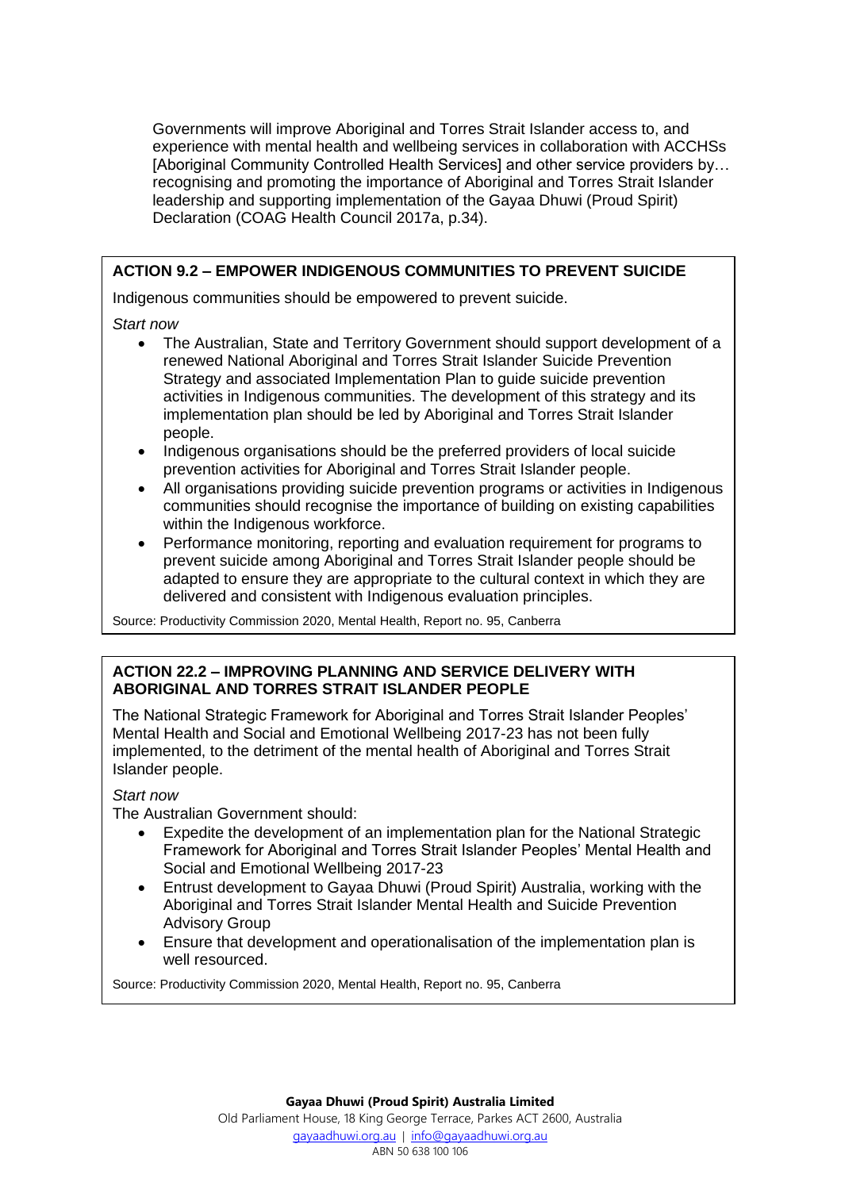> Governments will improve Aboriginal and Torres Strait Islander access to, and experience with mental health and wellbeing services in collaboration with ACCHSs [Aboriginal Community Controlled Health Services] and other service providers by… recognising and promoting the importance of Aboriginal and Torres Strait Islander leadership and supporting implementation of the Gayaa Dhuwi (Proud Spirit) Declaration (COAG Health Council 2017a, p.34).

**ACTION 9.2 – EMPOWER INDIGENOUS COMMUNITIES TO PREVENT SUICIDE**

Indigenous communities should be empowered to prevent suicide.

*Start now*

- The Australian, State and Territory Government should support development of a renewed National Aboriginal and Torres Strait Islander Suicide Prevention Strategy and associated Implementation Plan to guide suicide prevention activities in Indigenous communities. The development of this strategy and its implementation plan should be led by Aboriginal and Torres Strait Islander people.
- Indigenous organisations should be the preferred providers of local suicide prevention activities for Aboriginal and Torres Strait Islander people.
- All organisations providing suicide prevention programs or activities in Indigenous communities should recognise the importance of building on existing capabilities within the Indigenous workforce.
- Performance monitoring, reporting and evaluation requirement for programs to prevent suicide among Aboriginal and Torres Strait Islander people should be adapted to ensure they are appropriate to the cultural context in which they are delivered and consistent with Indigenous evaluation principles.

Source: Productivity Commission 2020, Mental Health, Report no. 95, Canberra

**ACTION 22.2 – IMPROVING PLANNING AND SERVICE DELIVERY WITH ABORIGINAL AND TORRES STRAIT ISLANDER PEOPLE**

The National Strategic Framework for Aboriginal and Torres Strait Islander Peoples' Mental Health and Social and Emotional Wellbeing 2017-23 has not been fully implemented, to the detriment of the mental health of Aboriginal and Torres Strait Islander people.

*Start now*

The Australian Government should:

- Expedite the development of an implementation plan for the National Strategic Framework for Aboriginal and Torres Strait Islander Peoples' Mental Health and Social and Emotional Wellbeing 2017-23
- Entrust development to Gayaa Dhuwi (Proud Spirit) Australia, working with the Aboriginal and Torres Strait Islander Mental Health and Suicide Prevention Advisory Group
- Ensure that development and operationalisation of the implementation plan is well resourced.

Source: Productivity Commission 2020, Mental Health, Report no. 95, Canberra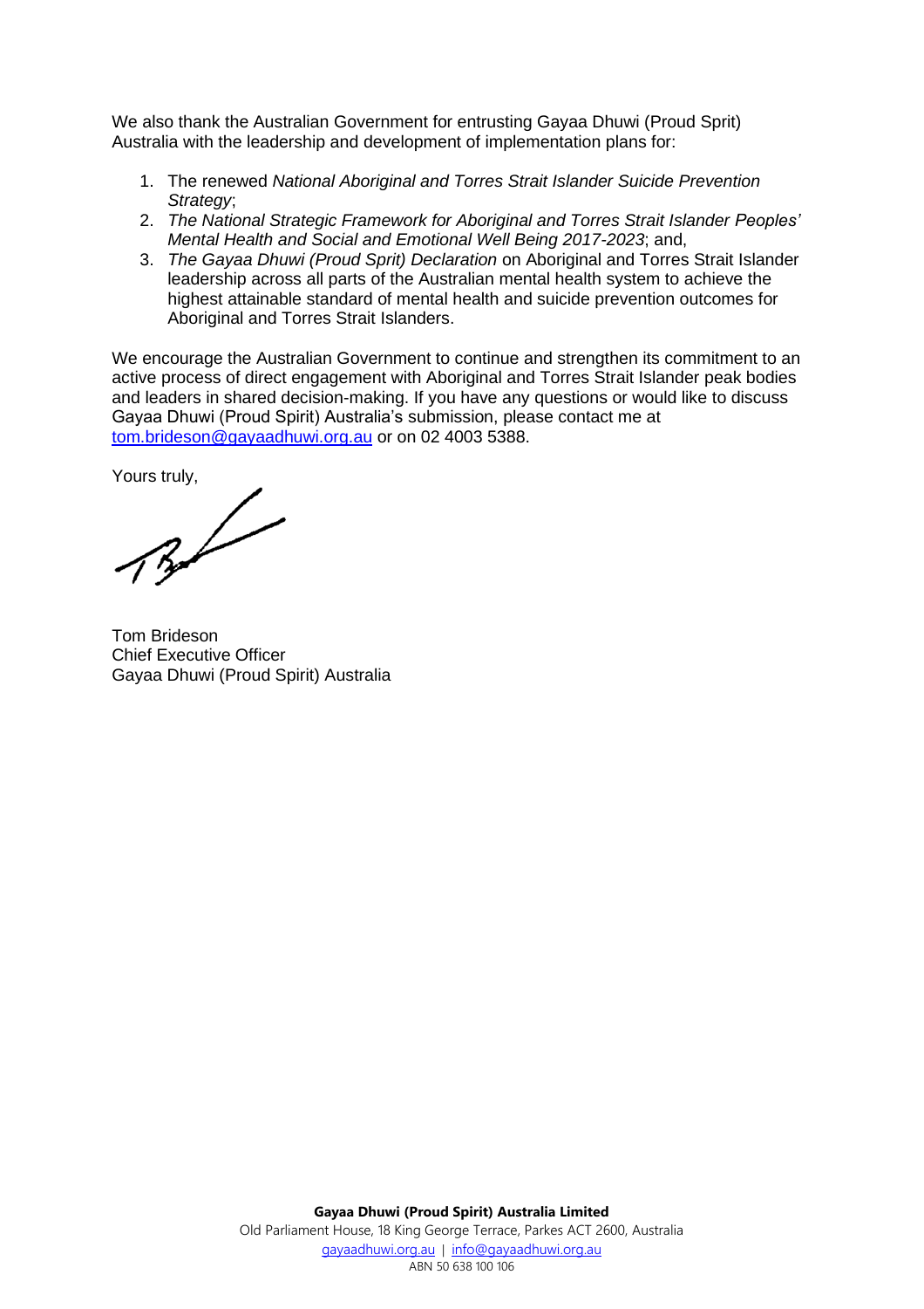We also thank the Australian Government for entrusting Gayaa Dhuwi (Proud Sprit) Australia with the leadership and development of implementation plans for:

1. The renewed *National Aboriginal and Torres Strait Islander Suicide Prevention Strategy*;
2. *The National Strategic Framework for Aboriginal and Torres Strait Islander Peoples' Mental Health and Social and Emotional Well Being 2017-2023*; and,
3. *The Gayaa Dhuwi (Proud Sprit) Declaration* on Aboriginal and Torres Strait Islander leadership across all parts of the Australian mental health system to achieve the highest attainable standard of mental health and suicide prevention outcomes for Aboriginal and Torres Strait Islanders.

We encourage the Australian Government to continue and strengthen its commitment to an active process of direct engagement with Aboriginal and Torres Strait Islander peak bodies and leaders in shared decision-making. If you have any questions or would like to discuss Gayaa Dhuwi (Proud Spirit) Australia's submission, please contact me at [tom.brideson@gayaadhuwi.org.au](mailto:tom.brideson@gayaadhuwi.org.au) or on 02 4003 5388.

Yours truly,

Tom Brideson
Chief Executive Officer
Gayaa Dhuwi (Proud Spirit) Australia

**Gayaa Dhuwi (Proud Spirit) Australia Limited**
Old Parliament House, 18 King George Terrace, Parkes ACT 2600, Australia
gayaadhuwi.org.au | info@gayaadhuwi.org.au
ABN 50 638 100 106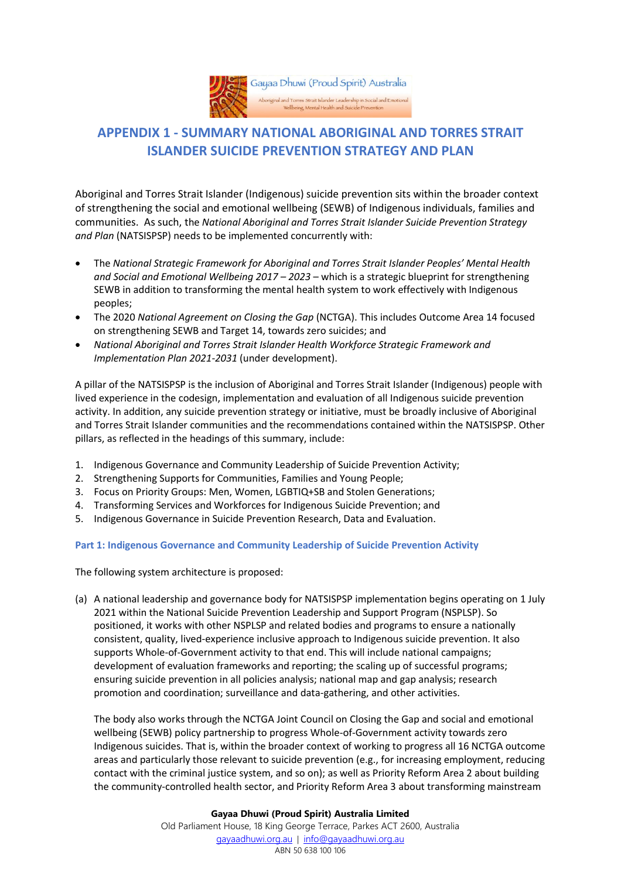## APPENDIX 1 - SUMMARY NATIONAL ABORIGINAL AND TORRES STRAIT ISLANDER SUICIDE PREVENTION STRATEGY AND PLAN

Aboriginal and Torres Strait Islander (Indigenous) suicide prevention sits within the broader context of strengthening the social and emotional wellbeing (SEWB) of Indigenous individuals, families and communities. As such, the *National Aboriginal and Torres Strait Islander Suicide Prevention Strategy and Plan* (NATSISPSP) needs to be implemented concurrently with:

- The *National Strategic Framework for Aboriginal and Torres Strait Islander Peoples' Mental Health and Social and Emotional Wellbeing 2017 – 2023* – which is a strategic blueprint for strengthening SEWB in addition to transforming the mental health system to work effectively with Indigenous peoples;
- The 2020 *National Agreement on Closing the Gap* (NCTGA). This includes Outcome Area 14 focused on strengthening SEWB and Target 14, towards zero suicides; and
- *National Aboriginal and Torres Strait Islander Health Workforce Strategic Framework and Implementation Plan 2021-2031* (under development).

A pillar of the NATSISPSP is the inclusion of Aboriginal and Torres Strait Islander (Indigenous) people with lived experience in the codesign, implementation and evaluation of all Indigenous suicide prevention activity. In addition, any suicide prevention strategy or initiative, must be broadly inclusive of Aboriginal and Torres Strait Islander communities and the recommendations contained within the NATSISPSP. Other pillars, as reflected in the headings of this summary, include:

1. Indigenous Governance and Community Leadership of Suicide Prevention Activity;
2. Strengthening Supports for Communities, Families and Young People;
3. Focus on Priority Groups: Men, Women, LGBTIQ+SB and Stolen Generations;
4. Transforming Services and Workforces for Indigenous Suicide Prevention; and
5. Indigenous Governance in Suicide Prevention Research, Data and Evaluation.

### Part 1: Indigenous Governance and Community Leadership of Suicide Prevention Activity

The following system architecture is proposed:

(a) A national leadership and governance body for NATSISPSP implementation begins operating on 1 July 2021 within the National Suicide Prevention Leadership and Support Program (NSPLSP). So positioned, it works with other NSPLSP and related bodies and programs to ensure a nationally consistent, quality, lived-experience inclusive approach to Indigenous suicide prevention. It also supports Whole-of-Government activity to that end. This will include national campaigns; development of evaluation frameworks and reporting; the scaling up of successful programs; ensuring suicide prevention in all policies analysis; national map and gap analysis; research promotion and coordination; surveillance and data-gathering, and other activities.

The body also works through the NCTGA Joint Council on Closing the Gap and social and emotional wellbeing (SEWB) policy partnership to progress Whole-of-Government activity towards zero Indigenous suicides. That is, within the broader context of working to progress all 16 NCTGA outcome areas and particularly those relevant to suicide prevention (e.g., for increasing employment, reducing contact with the criminal justice system, and so on); as well as Priority Reform Area 2 about building the community-controlled health sector, and Priority Reform Area 3 about transforming mainstream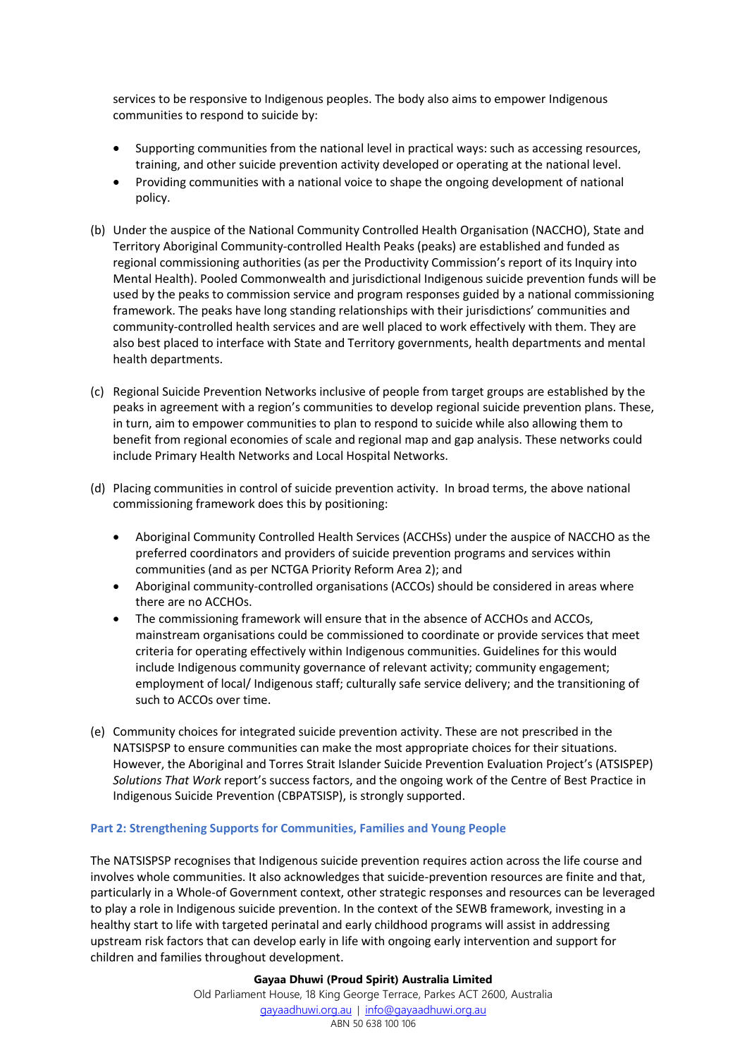services to be responsive to Indigenous peoples. The body also aims to empower Indigenous communities to respond to suicide by:

- Supporting communities from the national level in practical ways: such as accessing resources, training, and other suicide prevention activity developed or operating at the national level.
- Providing communities with a national voice to shape the ongoing development of national policy.

(b) Under the auspice of the National Community Controlled Health Organisation (NACCHO), State and Territory Aboriginal Community-controlled Health Peaks (peaks) are established and funded as regional commissioning authorities (as per the Productivity Commission's report of its Inquiry into Mental Health). Pooled Commonwealth and jurisdictional Indigenous suicide prevention funds will be used by the peaks to commission service and program responses guided by a national commissioning framework. The peaks have long standing relationships with their jurisdictions' communities and community-controlled health services and are well placed to work effectively with them. They are also best placed to interface with State and Territory governments, health departments and mental health departments.

(c) Regional Suicide Prevention Networks inclusive of people from target groups are established by the peaks in agreement with a region's communities to develop regional suicide prevention plans. These, in turn, aim to empower communities to plan to respond to suicide while also allowing them to benefit from regional economies of scale and regional map and gap analysis. These networks could include Primary Health Networks and Local Hospital Networks.

(d) Placing communities in control of suicide prevention activity. In broad terms, the above national commissioning framework does this by positioning:

- Aboriginal Community Controlled Health Services (ACCHSs) under the auspice of NACCHO as the preferred coordinators and providers of suicide prevention programs and services within communities (and as per NCTGA Priority Reform Area 2); and
- Aboriginal community-controlled organisations (ACCOs) should be considered in areas where there are no ACCHOs.
- The commissioning framework will ensure that in the absence of ACCHOs and ACCOs, mainstream organisations could be commissioned to coordinate or provide services that meet criteria for operating effectively within Indigenous communities. Guidelines for this would include Indigenous community governance of relevant activity; community engagement; employment of local/ Indigenous staff; culturally safe service delivery; and the transitioning of such to ACCOs over time.

(e) Community choices for integrated suicide prevention activity. These are not prescribed in the NATSISPSP to ensure communities can make the most appropriate choices for their situations. However, the Aboriginal and Torres Strait Islander Suicide Prevention Evaluation Project's (ATSISPEP) *Solutions That Work* report's success factors, and the ongoing work of the Centre of Best Practice in Indigenous Suicide Prevention (CBPATSISP), is strongly supported.

### Part 2: Strengthening Supports for Communities, Families and Young People

The NATSISPSP recognises that Indigenous suicide prevention requires action across the life course and involves whole communities. It also acknowledges that suicide-prevention resources are finite and that, particularly in a Whole-of-Government context, other strategic responses and resources can be leveraged to play a role in Indigenous suicide prevention. In the context of the SEWB framework, investing in a healthy start to life with targeted perinatal and early childhood programs will assist in addressing upstream risk factors that can develop early in life with ongoing early intervention and support for children and families throughout development.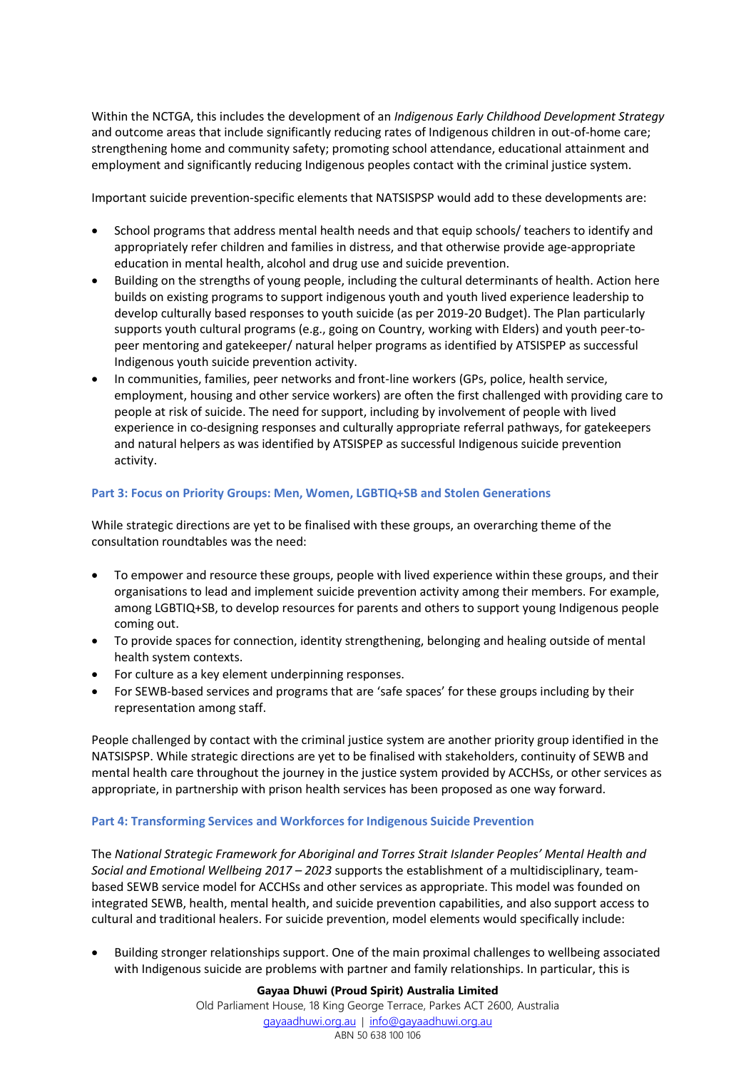Within the NCTGA, this includes the development of an *Indigenous Early Childhood Development Strategy* and outcome areas that include significantly reducing rates of Indigenous children in out-of-home care; strengthening home and community safety; promoting school attendance, educational attainment and employment and significantly reducing Indigenous peoples contact with the criminal justice system.

Important suicide prevention-specific elements that NATSISPSP would add to these developments are:

- School programs that address mental health needs and that equip schools/ teachers to identify and appropriately refer children and families in distress, and that otherwise provide age-appropriate education in mental health, alcohol and drug use and suicide prevention.
- Building on the strengths of young people, including the cultural determinants of health. Action here builds on existing programs to support indigenous youth and youth lived experience leadership to develop culturally based responses to youth suicide (as per 2019-20 Budget). The Plan particularly supports youth cultural programs (e.g., going on Country, working with Elders) and youth peer-to-peer mentoring and gatekeeper/ natural helper programs as identified by ATSISPEP as successful Indigenous youth suicide prevention activity.
- In communities, families, peer networks and front-line workers (GPs, police, health service, employment, housing and other service workers) are often the first challenged with providing care to people at risk of suicide. The need for support, including by involvement of people with lived experience in co-designing responses and culturally appropriate referral pathways, for gatekeepers and natural helpers as was identified by ATSISPEP as successful Indigenous suicide prevention activity.

### Part 3: Focus on Priority Groups: Men, Women, LGBTIQ+SB and Stolen Generations

While strategic directions are yet to be finalised with these groups, an overarching theme of the consultation roundtables was the need:

- To empower and resource these groups, people with lived experience within these groups, and their organisations to lead and implement suicide prevention activity among their members. For example, among LGBTIQ+SB, to develop resources for parents and others to support young Indigenous people coming out.
- To provide spaces for connection, identity strengthening, belonging and healing outside of mental health system contexts.
- For culture as a key element underpinning responses.
- For SEWB-based services and programs that are 'safe spaces' for these groups including by their representation among staff.

People challenged by contact with the criminal justice system are another priority group identified in the NATSISPSP. While strategic directions are yet to be finalised with stakeholders, continuity of SEWB and mental health care throughout the journey in the justice system provided by ACCHSs, or other services as appropriate, in partnership with prison health services has been proposed as one way forward.

### Part 4: Transforming Services and Workforces for Indigenous Suicide Prevention

The *National Strategic Framework for Aboriginal and Torres Strait Islander Peoples' Mental Health and Social and Emotional Wellbeing 2017 – 2023* supports the establishment of a multidisciplinary, team-based SEWB service model for ACCHSs and other services as appropriate. This model was founded on integrated SEWB, health, mental health, and suicide prevention capabilities, and also support access to cultural and traditional healers. For suicide prevention, model elements would specifically include:

- Building stronger relationships support. One of the main proximal challenges to wellbeing associated with Indigenous suicide are problems with partner and family relationships. In particular, this is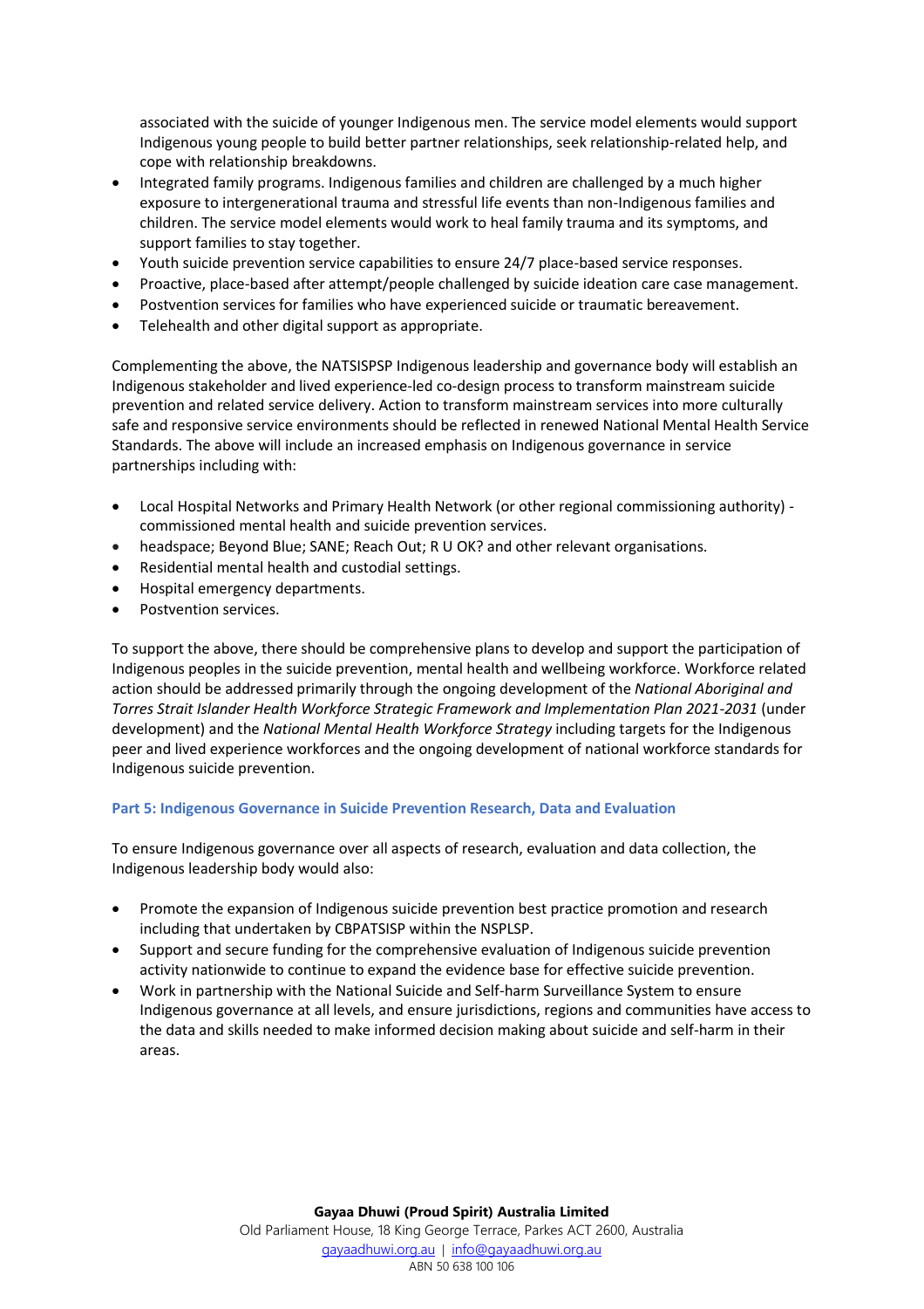associated with the suicide of younger Indigenous men. The service model elements would support Indigenous young people to build better partner relationships, seek relationship-related help, and cope with relationship breakdowns.

- Integrated family programs. Indigenous families and children are challenged by a much higher exposure to intergenerational trauma and stressful life events than non-Indigenous families and children. The service model elements would work to heal family trauma and its symptoms, and support families to stay together.
- Youth suicide prevention service capabilities to ensure 24/7 place-based service responses.
- Proactive, place-based after attempt/people challenged by suicide ideation care case management.
- Postvention services for families who have experienced suicide or traumatic bereavement.
- Telehealth and other digital support as appropriate.

Complementing the above, the NATSISPSP Indigenous leadership and governance body will establish an Indigenous stakeholder and lived experience-led co-design process to transform mainstream suicide prevention and related service delivery. Action to transform mainstream services into more culturally safe and responsive service environments should be reflected in renewed National Mental Health Service Standards. The above will include an increased emphasis on Indigenous governance in service partnerships including with:

- Local Hospital Networks and Primary Health Network (or other regional commissioning authority) - commissioned mental health and suicide prevention services.
- headspace; Beyond Blue; SANE; Reach Out; R U OK? and other relevant organisations.
- Residential mental health and custodial settings.
- Hospital emergency departments.
- Postvention services.

To support the above, there should be comprehensive plans to develop and support the participation of Indigenous peoples in the suicide prevention, mental health and wellbeing workforce. Workforce related action should be addressed primarily through the ongoing development of the *National Aboriginal and Torres Strait Islander Health Workforce Strategic Framework and Implementation Plan 2021-2031* (under development) and the *National Mental Health Workforce Strategy* including targets for the Indigenous peer and lived experience workforces and the ongoing development of national workforce standards for Indigenous suicide prevention.

### Part 5: Indigenous Governance in Suicide Prevention Research, Data and Evaluation

To ensure Indigenous governance over all aspects of research, evaluation and data collection, the Indigenous leadership body would also:

- Promote the expansion of Indigenous suicide prevention best practice promotion and research including that undertaken by CBPATSISP within the NSPLSP.
- Support and secure funding for the comprehensive evaluation of Indigenous suicide prevention activity nationwide to continue to expand the evidence base for effective suicide prevention.
- Work in partnership with the National Suicide and Self-harm Surveillance System to ensure Indigenous governance at all levels, and ensure jurisdictions, regions and communities have access to the data and skills needed to make informed decision making about suicide and self-harm in their areas.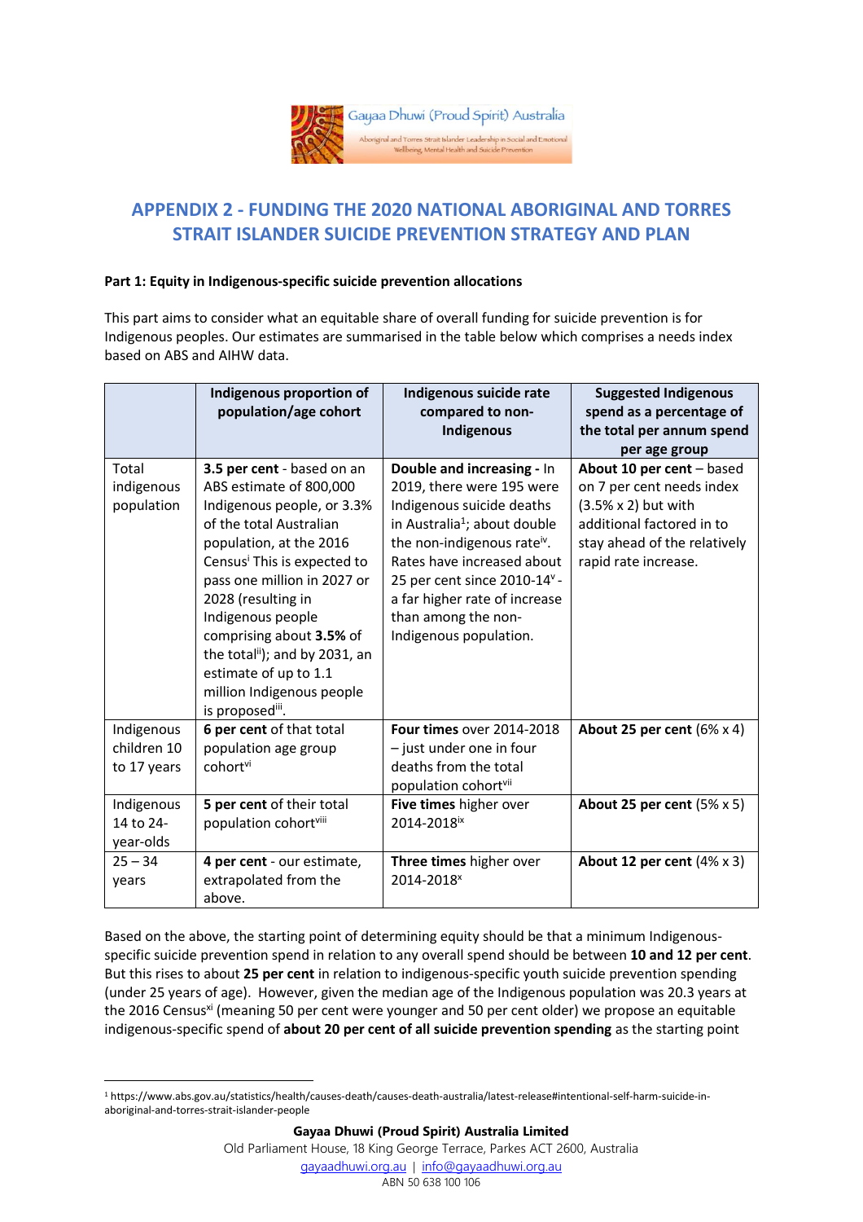## APPENDIX 2 - FUNDING THE 2020 NATIONAL ABORIGINAL AND TORRES STRAIT ISLANDER SUICIDE PREVENTION STRATEGY AND PLAN

**Part 1: Equity in Indigenous-specific suicide prevention allocations**

This part aims to consider what an equitable share of overall funding for suicide prevention is for Indigenous peoples. Our estimates are summarised in the table below which comprises a needs index based on ABS and AIHW data.

| | Indigenous proportion of population/age cohort | Indigenous suicide rate compared to non-Indigenous | Suggested Indigenous spend as a percentage of the total per annum spend per age group |
|---|---|---|---|
| Total indigenous population | **3.5 per cent** - based on an ABS estimate of 800,000 Indigenous people, or 3.3% of the total Australian population, at the 2016 Census[i] This is expected to pass one million in 2027 or 2028 (resulting in Indigenous people comprising about **3.5%** of the total[ii]); and by 2031, an estimate of up to 1.1 million Indigenous people is proposed[iii]. | **Double and increasing** - In 2019, there were 195 were Indigenous suicide deaths in Australia[1]; about double the non-indigenous rate[iv]. Rates have increased about 25 per cent since 2010-14[v] - a far higher rate of increase than among the non-Indigenous population. | **About 10 per cent** – based on 7 per cent needs index (3.5% x 2) but with additional factored in to stay ahead of the relatively rapid rate increase. |
| Indigenous children 10 to 17 years | **6 per cent** of that total population age group cohort[vi] | **Four times** over 2014-2018 – just under one in four deaths from the total population cohort[vii] | **About 25 per cent** (6% x 4) |
| Indigenous 14 to 24-year-olds | **5 per cent** of their total population cohort[viii] | **Five times** higher over 2014-2018[ix] | **About 25 per cent** (5% x 5) |
| 25 – 34 years | **4 per cent** - our estimate, extrapolated from the above. | **Three times** higher over 2014-2018[x] | **About 12 per cent** (4% x 3) |

Based on the above, the starting point of determining equity should be that a minimum Indigenous-specific suicide prevention spend in relation to any overall spend should be between **10 and 12 per cent**. But this rises to about **25 per cent** in relation to indigenous-specific youth suicide prevention spending (under 25 years of age). However, given the median age of the Indigenous population was 20.3 years at the 2016 Census[xi] (meaning 50 per cent were younger and 50 per cent older) we propose an equitable indigenous-specific spend of **about 20 per cent of all suicide prevention spending** as the starting point

[1] https://www.abs.gov.au/statistics/health/causes-death/causes-death-australia/latest-release#intentional-self-harm-suicide-in-aboriginal-and-torres-strait-islander-people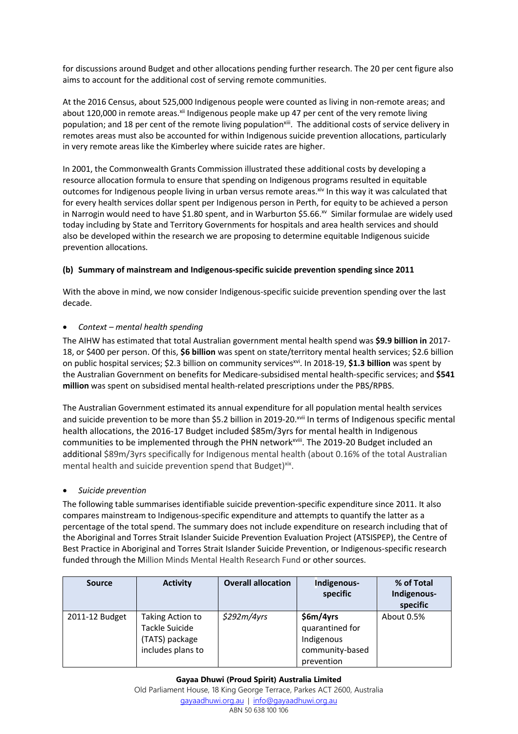for discussions around Budget and other allocations pending further research. The 20 per cent figure also aims to account for the additional cost of serving remote communities.

At the 2016 Census, about 525,000 Indigenous people were counted as living in non-remote areas; and about 120,000 in remote areas.[xii] Indigenous people make up 47 per cent of the very remote living population; and 18 per cent of the remote living population[xiii]. The additional costs of service delivery in remotes areas must also be accounted for within Indigenous suicide prevention allocations, particularly in very remote areas like the Kimberley where suicide rates are higher.

In 2001, the Commonwealth Grants Commission illustrated these additional costs by developing a resource allocation formula to ensure that spending on Indigenous programs resulted in equitable outcomes for Indigenous people living in urban versus remote areas.[xiv] In this way it was calculated that for every health services dollar spent per Indigenous person in Perth, for equity to be achieved a person in Narrogin would need to have $1.80 spent, and in Warburton $5.66.[xv] Similar formulae are widely used today including by State and Territory Governments for hospitals and area health services and should also be developed within the research we are proposing to determine equitable Indigenous suicide prevention allocations.

**(b) Summary of mainstream and Indigenous-specific suicide prevention spending since 2011**

With the above in mind, we now consider Indigenous-specific suicide prevention spending over the last decade.

- *Context – mental health spending*

The AIHW has estimated that total Australian government mental health spend was **$9.9 billion in** 2017-18, or $400 per person. Of this, **$6 billion** was spent on state/territory mental health services; $2.6 billion on public hospital services; $2.3 billion on community services[xvi]. In 2018-19, **$1.3 billion** was spent by the Australian Government on benefits for Medicare-subsidised mental health-specific services; and **$541 million** was spent on subsidised mental health-related prescriptions under the PBS/RPBS.

The Australian Government estimated its annual expenditure for all population mental health services and suicide prevention to be more than $5.2 billion in 2019-20.[xvii] In terms of Indigenous specific mental health allocations, the 2016-17 Budget included $85m/3yrs for mental health in Indigenous communities to be implemented through the PHN network[xviii]. The 2019-20 Budget included an additional $89m/3yrs specifically for Indigenous mental health (about 0.16% of the total Australian mental health and suicide prevention spend that Budget)[xix].

- *Suicide prevention*

The following table summarises identifiable suicide prevention-specific expenditure since 2011. It also compares mainstream to Indigenous-specific expenditure and attempts to quantify the latter as a percentage of the total spend. The summary does not include expenditure on research including that of the Aboriginal and Torres Strait Islander Suicide Prevention Evaluation Project (ATSISPEP), the Centre of Best Practice in Aboriginal and Torres Strait Islander Suicide Prevention, or Indigenous-specific research funded through the Million Minds Mental Health Research Fund or other sources.

| Source | Activity | Overall allocation | Indigenous-specific | % of Total Indigenous-specific |
|---|---|---|---|---|
| 2011-12 Budget | Taking Action to Tackle Suicide (TATS) package includes plans to | *$292m/4yrs* | **$6m/4yrs** quarantined for Indigenous community-based prevention | About 0.5% |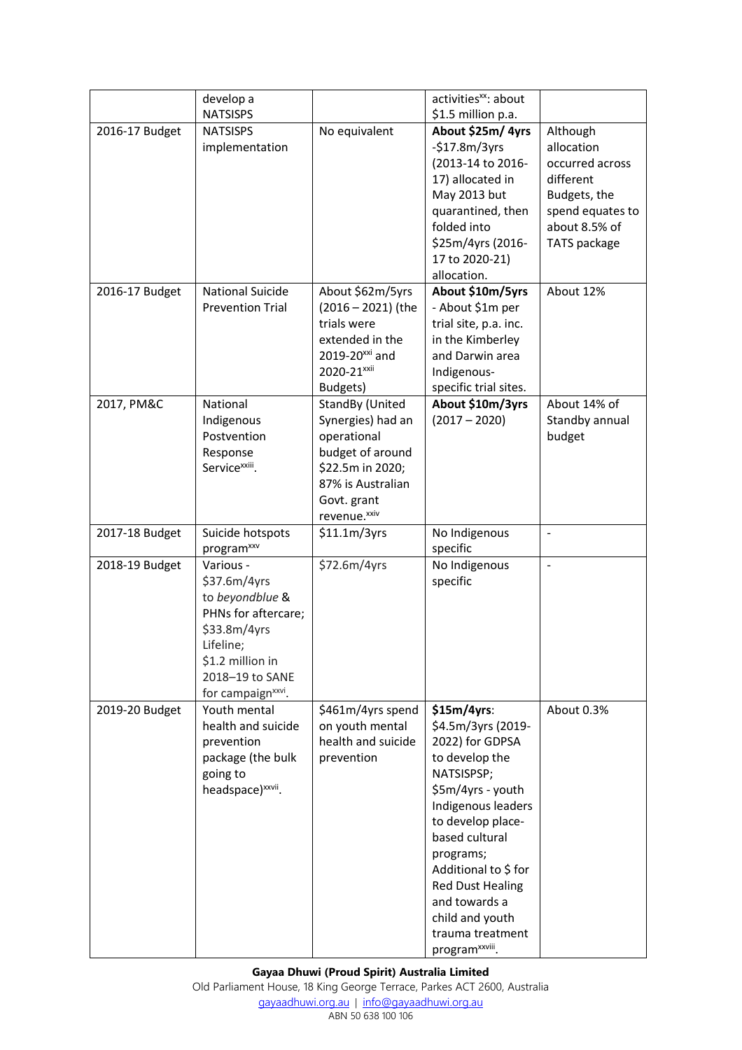| | develop a NATSISPS | | activities[xx]: about $1.5 million p.a. | |
|---|---|---|---|---|
| 2016-17 Budget | NATSISPS implementation | No equivalent | **About $25m/ 4yrs** -$17.8m/3yrs (2013-14 to 2016-17) allocated in May 2013 but quarantined, then folded into $25m/4yrs (2016-17 to 2020-21) allocation. | Although allocation occurred across different Budgets, the spend equates to about 8.5% of TATS package |
| 2016-17 Budget | National Suicide Prevention Trial | About $62m/5yrs (2016 – 2021) (the trials were extended in the 2019-20[xxi] and 2020-21[xxii] Budgets) | **About $10m/5yrs** - About $1m per trial site, p.a. inc. in the Kimberley and Darwin area Indigenous-specific trial sites. | About 12% |
| 2017, PM&C | National Indigenous Postvention Response Service[xxiii]. | StandBy (United Synergies) had an operational budget of around $22.5m in 2020; 87% is Australian Govt. grant revenue.[xxiv] | **About $10m/3yrs** (2017 – 2020) | About 14% of Standby annual budget |
| 2017-18 Budget | Suicide hotspots program[xxv] | $11.1m/3yrs | No Indigenous specific | - |
| 2018-19 Budget | Various - $37.6m/4yrs to *beyondblue* & PHNs for aftercare; $33.8m/4yrs Lifeline; $1.2 million in 2018–19 to SANE for campaign[xxvi]. | $72.6m/4yrs | No Indigenous specific | - |
| 2019-20 Budget | Youth mental health and suicide prevention package (the bulk going to headspace)[xxvii]. | $461m/4yrs spend on youth mental health and suicide prevention | **$15m/4yrs**: $4.5m/3yrs (2019-2022) for GDPSA to develop the NATSISPSP; $5m/4yrs - youth Indigenous leaders to develop place-based cultural programs; Additional to $ for Red Dust Healing and towards a child and youth trauma treatment program[xxviii]. | About 0.3% |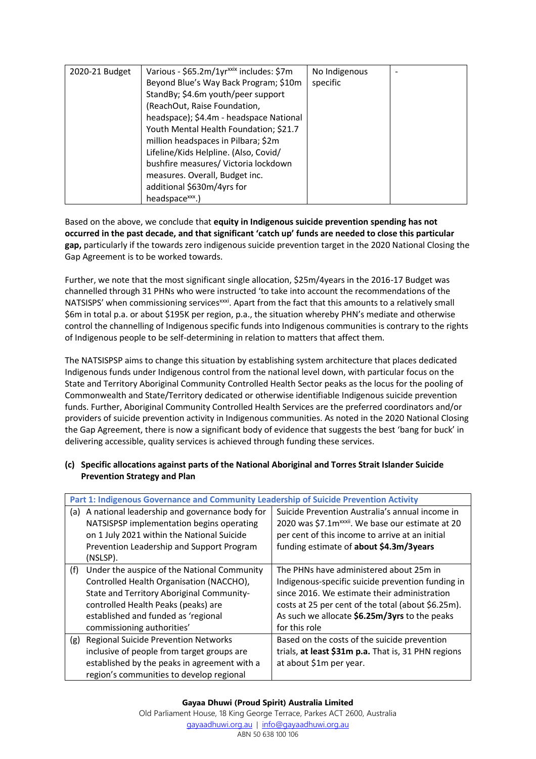| 2020-21 Budget | Various - $65.2m/1yr[xxix] includes: $7m Beyond Blue's Way Back Program; $10m StandBy; $4.6m youth/peer support (ReachOut, Raise Foundation, headspace); $4.4m - headspace National Youth Mental Health Foundation; $21.7 million headspaces in Pilbara; $2m Lifeline/Kids Helpline. (Also, Covid/ bushfire measures/ Victoria lockdown measures. Overall, Budget inc. additional $630m/4yrs for headspace[xxx].) | No Indigenous specific | - |
|---|---|---|---|

Based on the above, we conclude that **equity in Indigenous suicide prevention spending has not occurred in the past decade, and that significant 'catch up' funds are needed to close this particular gap,** particularly if the towards zero indigenous suicide prevention target in the 2020 National Closing the Gap Agreement is to be worked towards.

Further, we note that the most significant single allocation, $25m/4years in the 2016-17 Budget was channelled through 31 PHNs who were instructed 'to take into account the recommendations of the NATSISPS' when commissioning services[xxxi]. Apart from the fact that this amounts to a relatively small $6m in total p.a. or about $195K per region, p.a., the situation whereby PHN's mediate and otherwise control the channelling of Indigenous specific funds into Indigenous communities is contrary to the rights of Indigenous people to be self-determining in relation to matters that affect them.

The NATSISPSP aims to change this situation by establishing system architecture that places dedicated Indigenous funds under Indigenous control from the national level down, with particular focus on the State and Territory Aboriginal Community Controlled Health Sector peaks as the locus for the pooling of Commonwealth and State/Territory dedicated or otherwise identifiable Indigenous suicide prevention funds. Further, Aboriginal Community Controlled Health Services are the preferred coordinators and/or providers of suicide prevention activity in Indigenous communities. As noted in the 2020 National Closing the Gap Agreement, there is now a significant body of evidence that suggests the best 'bang for buck' in delivering accessible, quality services is achieved through funding these services.

### (c) Specific allocations against parts of the National Aboriginal and Torres Strait Islander Suicide Prevention Strategy and Plan

| Part 1: Indigenous Governance and Community Leadership of Suicide Prevention Activity | |
|---|---|
| (a) A national leadership and governance body for NATSISPSP implementation begins operating on 1 July 2021 within the National Suicide Prevention Leadership and Support Program (NSLSP). | Suicide Prevention Australia's annual income in 2020 was $7.1m[xxxii]. We base our estimate at 20 per cent of this income to arrive at an initial funding estimate of **about $4.3m/3years** |
| (f) Under the auspice of the National Community Controlled Health Organisation (NACCHO), State and Territory Aboriginal Community-controlled Health Peaks (peaks) are established and funded as 'regional commissioning authorities' | The PHNs have administered about 25m in Indigenous-specific suicide prevention funding in since 2016. We estimate their administration costs at 25 per cent of the total (about $6.25m). As such we allocate **$6.25m/3yrs** to the peaks for this role |
| (g) Regional Suicide Prevention Networks inclusive of people from target groups are established by the peaks in agreement with a region's communities to develop regional | Based on the costs of the suicide prevention trials, **at least $31m p.a.** That is, 31 PHN regions at about $1m per year. |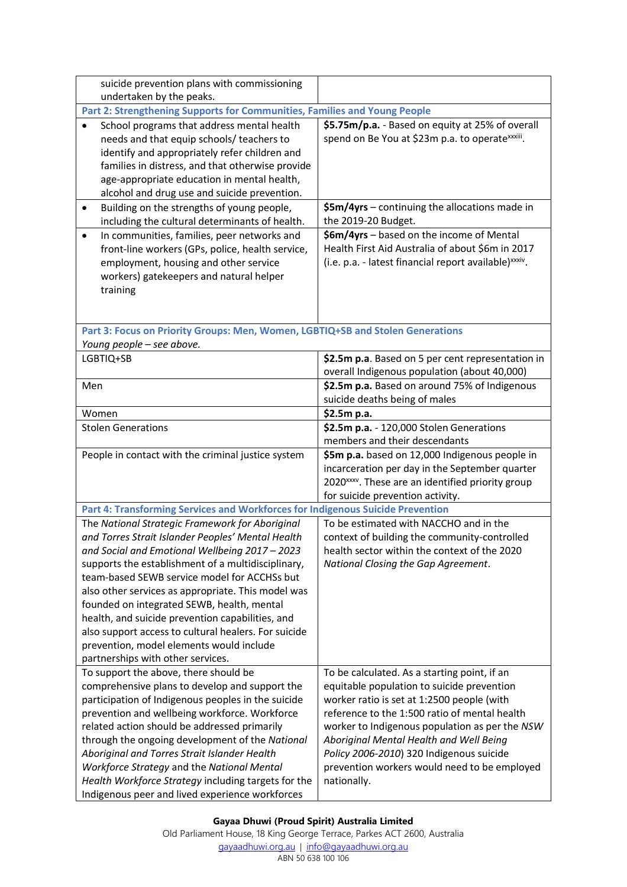| | |
|---|---|
| suicide prevention plans with commissioning undertaken by the peaks. | |
| **Part 2: Strengthening Supports for Communities, Families and Young People** | |
| • School programs that address mental health needs and that equip schools/ teachers to identify and appropriately refer children and families in distress, and that otherwise provide age-appropriate education in mental health, alcohol and drug use and suicide prevention. | **$5.75m/p.a.** - Based on equity at 25% of overall spend on Be You at $23m p.a. to operate[xxxiii]. |
| • Building on the strengths of young people, including the cultural determinants of health. | **$5m/4yrs** – continuing the allocations made in the 2019-20 Budget. |
| • In communities, families, peer networks and front-line workers (GPs, police, health service, employment, housing and other service workers) gatekeepers and natural helper training | **$6m/4yrs** – based on the income of Mental Health First Aid Australia of about $6m in 2017 (i.e. p.a. - latest financial report available)[xxxiv]. |
| **Part 3: Focus on Priority Groups: Men, Women, LGBTIQ+SB and Stolen Generations** *Young people – see above.* | |
| LGBTIQ+SB | **$2.5m p.a**. Based on 5 per cent representation in overall Indigenous population (about 40,000) |
| Men | **$2.5m p.a.** Based on around 75% of Indigenous suicide deaths being of males |
| Women | **$2.5m p.a.** |
| Stolen Generations | **$2.5m p.a.** - 120,000 Stolen Generations members and their descendants |
| People in contact with the criminal justice system | **$5m p.a.** based on 12,000 Indigenous people in incarceration per day in the September quarter 2020[xxxv]. These are an identified priority group for suicide prevention activity. |
| **Part 4: Transforming Services and Workforces for Indigenous Suicide Prevention** | |
| The *National Strategic Framework for Aboriginal and Torres Strait Islander Peoples' Mental Health and Social and Emotional Wellbeing 2017 – 2023* supports the establishment of a multidisciplinary, team-based SEWB service model for ACCHSs but also other services as appropriate. This model was founded on integrated SEWB, health, mental health, and suicide prevention capabilities, and also support access to cultural healers. For suicide prevention, model elements would include partnerships with other services. | To be estimated with NACCHO and in the context of building the community-controlled health sector within the context of the 2020 *National Closing the Gap Agreement*. |
| To support the above, there should be comprehensive plans to develop and support the participation of Indigenous peoples in the suicide prevention and wellbeing workforce. Workforce related action should be addressed primarily through the ongoing development of the *National Aboriginal and Torres Strait Islander Health Workforce Strategy* and the *National Mental Health Workforce Strategy* including targets for the Indigenous peer and lived experience workforces | To be calculated. As a starting point, if an equitable population to suicide prevention worker ratio is set at 1:2500 people (with reference to the 1:500 ratio of mental health worker to Indigenous population as per the *NSW Aboriginal Mental Health and Well Being Policy 2006-2010*) 320 Indigenous suicide prevention workers would need to be employed nationally. |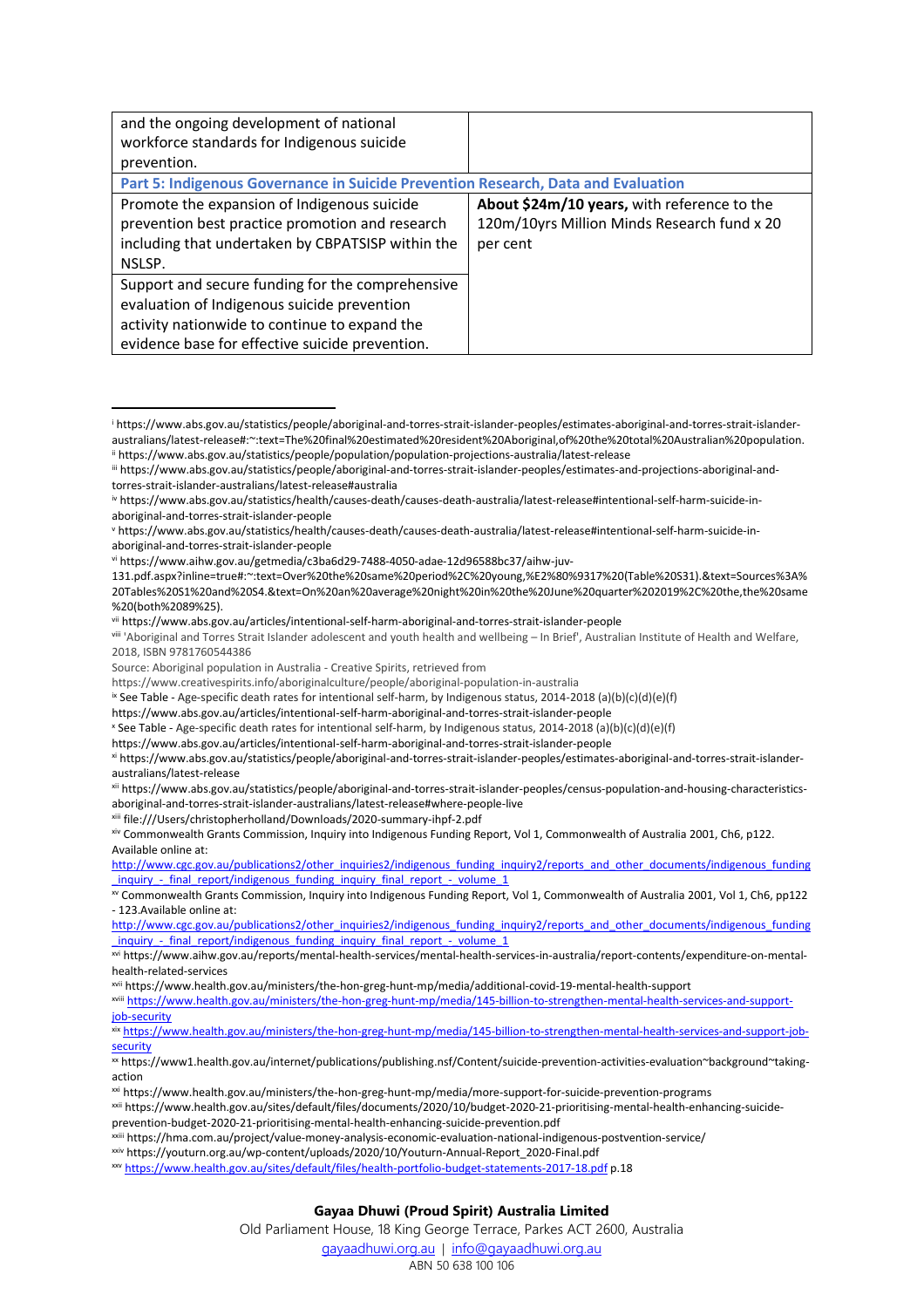| | |
|---|---|
| and the ongoing development of national workforce standards for Indigenous suicide prevention. | |
| **Part 5: Indigenous Governance in Suicide Prevention Research, Data and Evaluation** | |
| Promote the expansion of Indigenous suicide prevention best practice promotion and research including that undertaken by CBPATSISP within the NSLSP. | **About $24m/10 years,** with reference to the 120m/10yrs Million Minds Research fund x 20 per cent |
| Support and secure funding for the comprehensive evaluation of Indigenous suicide prevention activity nationwide to continue to expand the evidence base for effective suicide prevention. | |

---

[i] https://www.abs.gov.au/statistics/people/aboriginal-and-torres-strait-islander-peoples/estimates-aboriginal-and-torres-strait-islander-australians/latest-release#:~:text=The%20final%20estimated%20resident%20Aboriginal,of%20the%20total%20Australian%20population.

[ii] https://www.abs.gov.au/statistics/people/population/population-projections-australia/latest-release

[iii] https://www.abs.gov.au/statistics/people/aboriginal-and-torres-strait-islander-peoples/estimates-and-projections-aboriginal-and-torres-strait-islander-australians/latest-release#australia

[iv] https://www.abs.gov.au/statistics/health/causes-death/causes-death-australia/latest-release#intentional-self-harm-suicide-in-aboriginal-and-torres-strait-islander-people

[v] https://www.abs.gov.au/statistics/health/causes-death/causes-death-australia/latest-release#intentional-self-harm-suicide-in-aboriginal-and-torres-strait-islander-people

[vi] https://www.aihw.gov.au/getmedia/c3ba6d29-7488-4050-adae-12d96588bc37/aihw-juv-131.pdf.aspx?inline=true#:~:text=Over%20the%20same%20period%2C%20young,%E2%80%9317%20(Table%20S31).&text=Sources%3A%20Tables%20S1%20and%20S4.&text=On%20an%20average%20night%20in%20the%20June%20quarter%202019%2C%20the,the%20same%20(both%2089%25).

[vii] https://www.abs.gov.au/articles/intentional-self-harm-aboriginal-and-torres-strait-islander-people

[viii] 'Aboriginal and Torres Strait Islander adolescent and youth health and wellbeing – In Brief', Australian Institute of Health and Welfare, 2018, ISBN 9781760544386

Source: Aboriginal population in Australia - Creative Spirits, retrieved from https://www.creativespirits.info/aboriginalculture/people/aboriginal-population-in-australia

[ix] See Table - Age-specific death rates for intentional self-harm, by Indigenous status, 2014-2018 (a)(b)(c)(d)(e)(f) https://www.abs.gov.au/articles/intentional-self-harm-aboriginal-and-torres-strait-islander-people

[x] See Table - Age-specific death rates for intentional self-harm, by Indigenous status, 2014-2018 (a)(b)(c)(d)(e)(f) https://www.abs.gov.au/articles/intentional-self-harm-aboriginal-and-torres-strait-islander-people

[xi] https://www.abs.gov.au/statistics/people/aboriginal-and-torres-strait-islander-peoples/estimates-aboriginal-and-torres-strait-islander-australians/latest-release

[xii] https://www.abs.gov.au/statistics/people/aboriginal-and-torres-strait-islander-peoples/census-population-and-housing-characteristics-aboriginal-and-torres-strait-islander-australians/latest-release#where-people-live

[xiii] file:///Users/christopherholland/Downloads/2020-summary-ihpf-2.pdf

[xiv] Commonwealth Grants Commission, Inquiry into Indigenous Funding Report, Vol 1, Commonwealth of Australia 2001, Ch6, p122. Available online at: http://www.cgc.gov.au/publications2/other_inquiries2/indigenous_funding_inquiry2/reports_and_other_documents/indigenous_funding_inquiry_-_final_report/indigenous_funding_inquiry_final_report_-_volume_1

[xv] Commonwealth Grants Commission, Inquiry into Indigenous Funding Report, Vol 1, Commonwealth of Australia 2001, Vol 1, Ch6, pp122 - 123.Available online at: http://www.cgc.gov.au/publications2/other_inquiries2/indigenous_funding_inquiry2/reports_and_other_documents/indigenous_funding_inquiry_-_final_report/indigenous_funding_inquiry_final_report_-_volume_1

[xvi] https://www.aihw.gov.au/reports/mental-health-services/mental-health-services-in-australia/report-contents/expenditure-on-mental-health-related-services

[xvii] https://www.health.gov.au/ministers/the-hon-greg-hunt-mp/media/additional-covid-19-mental-health-support

[xviii] https://www.health.gov.au/ministers/the-hon-greg-hunt-mp/media/145-billion-to-strengthen-mental-health-services-and-support-job-security

[xix] https://www.health.gov.au/ministers/the-hon-greg-hunt-mp/media/145-billion-to-strengthen-mental-health-services-and-support-job-security

[xx] https://www1.health.gov.au/internet/publications/publishing.nsf/Content/suicide-prevention-activities-evaluation~background~taking-action

[xxi] https://www.health.gov.au/ministers/the-hon-greg-hunt-mp/media/more-support-for-suicide-prevention-programs

[xxii] https://www.health.gov.au/sites/default/files/documents/2020/10/budget-2020-21-prioritising-mental-health-enhancing-suicide-prevention-budget-2020-21-prioritising-mental-health-enhancing-suicide-prevention.pdf

[xxiii] https://hma.com.au/project/value-money-analysis-economic-evaluation-national-indigenous-postvention-service/

[xxiv] https://youturn.org.au/wp-content/uploads/2020/10/Youturn-Annual-Report_2020-Final.pdf

[xxv] https://www.health.gov.au/sites/default/files/health-portfolio-budget-statements-2017-18.pdf p.18

**Gayaa Dhuwi (Proud Spirit) Australia Limited**
Old Parliament House, 18 King George Terrace, Parkes ACT 2600, Australia
gayaadhuwi.org.au | info@gayaadhuwi.org.au
ABN 50 638 100 106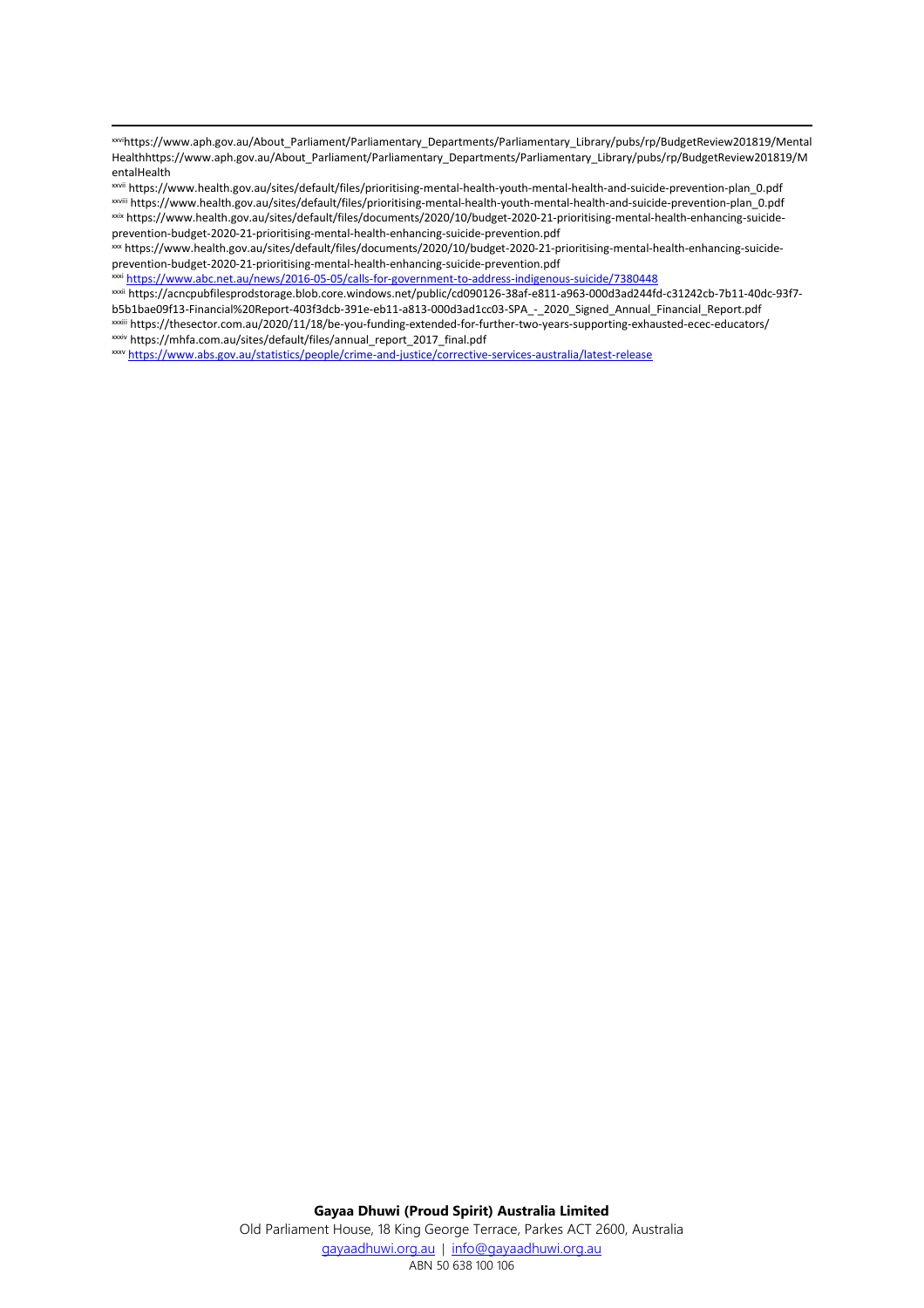[xxvi]https://www.aph.gov.au/About_Parliament/Parliamentary_Departments/Parliamentary_Library/pubs/rp/BudgetReview201819/MentalHealthhttps://www.aph.gov.au/About_Parliament/Parliamentary_Departments/Parliamentary_Library/pubs/rp/BudgetReview201819/MentalHealth

[xxvii] https://www.health.gov.au/sites/default/files/prioritising-mental-health-youth-mental-health-and-suicide-prevention-plan_0.pdf

[xxviii] https://www.health.gov.au/sites/default/files/prioritising-mental-health-youth-mental-health-and-suicide-prevention-plan_0.pdf

[xxix] https://www.health.gov.au/sites/default/files/documents/2020/10/budget-2020-21-prioritising-mental-health-enhancing-suicide-prevention-budget-2020-21-prioritising-mental-health-enhancing-suicide-prevention.pdf

[xxx] https://www.health.gov.au/sites/default/files/documents/2020/10/budget-2020-21-prioritising-mental-health-enhancing-suicide-prevention-budget-2020-21-prioritising-mental-health-enhancing-suicide-prevention.pdf

[xxxi] https://www.abc.net.au/news/2016-05-05/calls-for-government-to-address-indigenous-suicide/7380448

[xxxii] https://acncpubfilesprodstorage.blob.core.windows.net/public/cd090126-38af-e811-a963-000d3ad244fd-c31242cb-7b11-40dc-93f7-b5b1bae09f13-Financial%20Report-403f3dcb-391e-eb11-a813-000d3ad1cc03-SPA_-_2020_Signed_Annual_Financial_Report.pdf

[xxxiii] https://thesector.com.au/2020/11/18/be-you-funding-extended-for-further-two-years-supporting-exhausted-ecec-educators/

[xxxiv] https://mhfa.com.au/sites/default/files/annual_report_2017_final.pdf

[xxxv] https://www.abs.gov.au/statistics/people/crime-and-justice/corrective-services-australia/latest-release